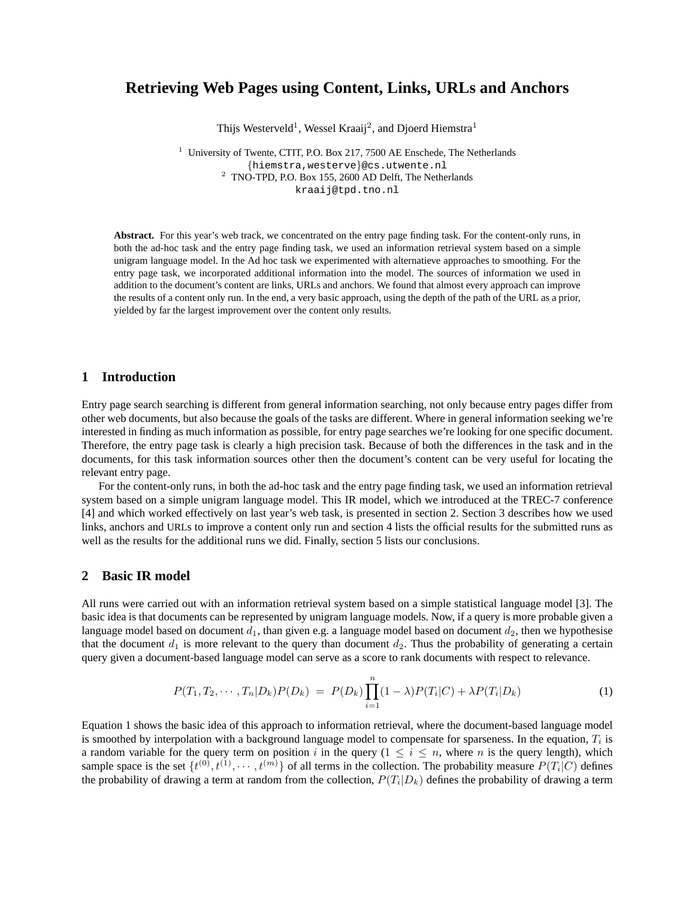# Retrieving Web Pages using Content, Links, URLs and Anchors

Thijs Westerveld[1], Wessel Kraaij[2], and Djoerd Hiemstra[1]

[1] University of Twente, CTIT, P.O. Box 217, 7500 AE Enschede, The Netherlands
{hiemstra,westerve}@cs.utwente.nl
[2] TNO-TPD, P.O. Box 155, 2600 AD Delft, The Netherlands
kraaij@tpd.tno.nl

**Abstract.** For this year's web track, we concentrated on the entry page finding task. For the content-only runs, in both the ad-hoc task and the entry page finding task, we used an information retrieval system based on a simple unigram language model. In the Ad hoc task we experimented with alternatieve approaches to smoothing. For the entry page task, we incorporated additional information into the model. The sources of information we used in addition to the document's content are links, URLs and anchors. We found that almost every approach can improve the results of a content only run. In the end, a very basic approach, using the depth of the path of the URL as a prior, yielded by far the largest improvement over the content only results.

## 1 Introduction

Entry page search searching is different from general information searching, not only because entry pages differ from other web documents, but also because the goals of the tasks are different. Where in general information seeking we're interested in finding as much information as possible, for entry page searches we're looking for one specific document. Therefore, the entry page task is clearly a high precision task. Because of both the differences in the task and in the documents, for this task information sources other then the document's content can be very useful for locating the relevant entry page.

For the content-only runs, in both the ad-hoc task and the entry page finding task, we used an information retrieval system based on a simple unigram language model. This IR model, which we introduced at the TREC-7 conference [4] and which worked effectively on last year's web task, is presented in section 2. Section 3 describes how we used links, anchors and URLs to improve a content only run and section 4 lists the official results for the submitted runs as well as the results for the additional runs we did. Finally, section 5 lists our conclusions.

## 2 Basic IR model

All runs were carried out with an information retrieval system based on a simple statistical language model [3]. The basic idea is that documents can be represented by unigram language models. Now, if a query is more probable given a language model based on document $d_1$, than given e.g. a language model based on document $d_2$, then we hypothesise that the document $d_1$ is more relevant to the query than document $d_2$. Thus the probability of generating a certain query given a document-based language model can serve as a score to rank documents with respect to relevance.

$$P(T_1, T_2, \cdots, T_n|D_k)P(D_k) \;=\; P(D_k)\prod_{i=1}^{n}(1-\lambda)P(T_i|C) + \lambda P(T_i|D_k) \tag{1}$$

Equation 1 shows the basic idea of this approach to information retrieval, where the document-based language model is smoothed by interpolation with a background language model to compensate for sparseness. In the equation, $T_i$ is a random variable for the query term on position $i$ in the query ($1 \leq i \leq n$, where $n$ is the query length), which sample space is the set $\{t^{(0)}, t^{(1)}, \cdots, t^{(m)}\}$ of all terms in the collection. The probability measure $P(T_i|C)$ defines the probability of drawing a term at random from the collection, $P(T_i|D_k)$ defines the probability of drawing a term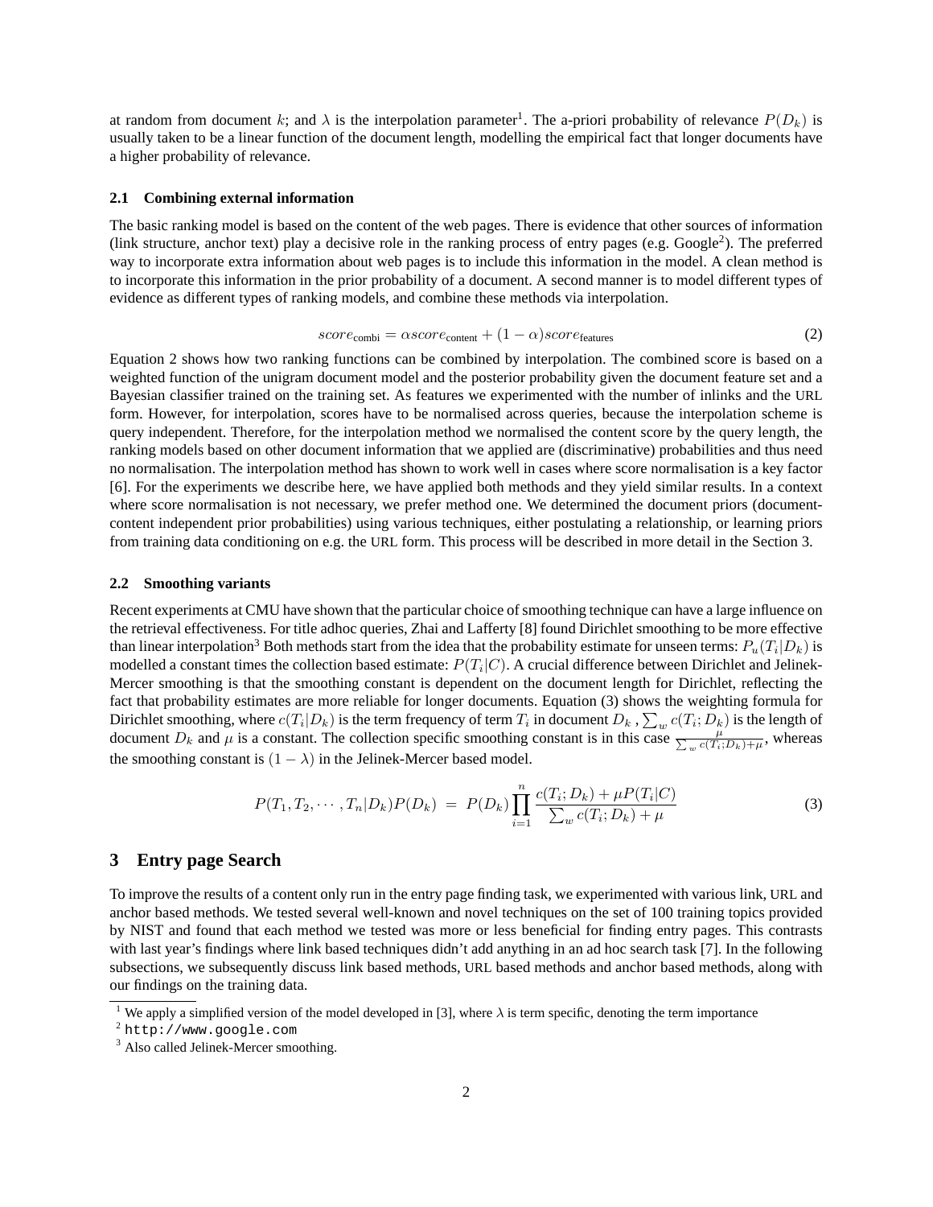at random from document $k$; and $\lambda$ is the interpolation parameter[1]. The a-priori probability of relevance $P(D_k)$ is usually taken to be a linear function of the document length, modelling the empirical fact that longer documents have a higher probability of relevance.

### 2.1 Combining external information

The basic ranking model is based on the content of the web pages. There is evidence that other sources of information (link structure, anchor text) play a decisive role in the ranking process of entry pages (e.g. Google[2]). The preferred way to incorporate extra information about web pages is to include this information in the model. A clean method is to incorporate this information in the prior probability of a document. A second manner is to model different types of evidence as different types of ranking models, and combine these methods via interpolation.

$$score_{\text{combi}} = \alpha score_{\text{content}} + (1 - \alpha) score_{\text{features}} \tag{2}$$

Equation 2 shows how two ranking functions can be combined by interpolation. The combined score is based on a weighted function of the unigram document model and the posterior probability given the document feature set and a Bayesian classifier trained on the training set. As features we experimented with the number of inlinks and the URL form. However, for interpolation, scores have to be normalised across queries, because the interpolation scheme is query independent. Therefore, for the interpolation method we normalised the content score by the query length, the ranking models based on other document information that we applied are (discriminative) probabilities and thus need no normalisation. The interpolation method has shown to work well in cases where score normalisation is a key factor [6]. For the experiments we describe here, we have applied both methods and they yield similar results. In a context where score normalisation is not necessary, we prefer method one. We determined the document priors (document-content independent prior probabilities) using various techniques, either postulating a relationship, or learning priors from training data conditioning on e.g. the URL form. This process will be described in more detail in the Section 3.

### 2.2 Smoothing variants

Recent experiments at CMU have shown that the particular choice of smoothing technique can have a large influence on the retrieval effectiveness. For title adhoc queries, Zhai and Lafferty [8] found Dirichlet smoothing to be more effective than linear interpolation[3] Both methods start from the idea that the probability estimate for unseen terms: $P_u(T_i|D_k)$ is modelled a constant times the collection based estimate: $P(T_i|C)$. A crucial difference between Dirichlet and Jelinek-Mercer smoothing is that the smoothing constant is dependent on the document length for Dirichlet, reflecting the fact that probability estimates are more reliable for longer documents. Equation (3) shows the weighting formula for Dirichlet smoothing, where $c(T_i|D_k)$ is the term frequency of term $T_i$ in document $D_k$ , $\sum_w c(T_i; D_k)$ is the length of document $D_k$ and $\mu$ is a constant. The collection specific smoothing constant is in this case $\frac{\mu}{\sum_w c(T_i;D_k)+\mu}$, whereas the smoothing constant is $(1 - \lambda)$ in the Jelinek-Mercer based model.

$$P(T_1, T_2, \cdots, T_n|D_k)P(D_k) \; = \; P(D_k) \prod_{i=1}^{n} \frac{c(T_i; D_k) + \mu P(T_i|C)}{\sum_w c(T_i; D_k) + \mu} \tag{3}$$

## 3 Entry page Search

To improve the results of a content only run in the entry page finding task, we experimented with various link, URL and anchor based methods. We tested several well-known and novel techniques on the set of 100 training topics provided by NIST and found that each method we tested was more or less beneficial for finding entry pages. This contrasts with last year's findings where link based techniques didn't add anything in an ad hoc search task [7]. In the following subsections, we subsequently discuss link based methods, URL based methods and anchor based methods, along with our findings on the training data.

---

[1] We apply a simplified version of the model developed in [3], where $\lambda$ is term specific, denoting the term importance

[2] `http://www.google.com`

[3] Also called Jelinek-Mercer smoothing.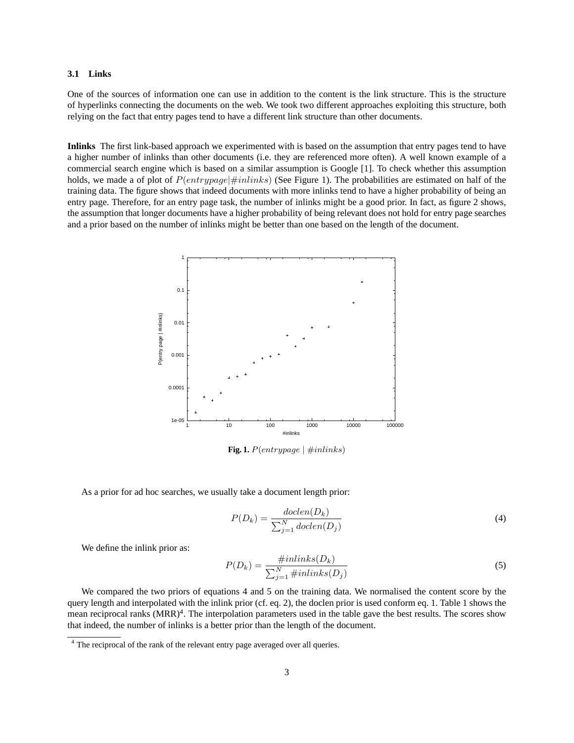### 3.1 Links

One of the sources of information one can use in addition to the content is the link structure. This is the structure of hyperlinks connecting the documents on the web. We took two different approaches exploiting this structure, both relying on the fact that entry pages tend to have a different link structure than other documents.

**Inlinks** The first link-based approach we experimented with is based on the assumption that entry pages tend to have a higher number of inlinks than other documents (i.e. they are referenced more often). A well known example of a commercial search engine which is based on a similar assumption is Google [1]. To check whether this assumption holds, we made a of plot of $P(entrypage|\#inlinks)$ (See Figure 1). The probabilities are estimated on half of the training data. The figure shows that indeed documents with more inlinks tend to have a higher probability of being an entry page. Therefore, for an entry page task, the number of inlinks might be a good prior. In fact, as figure 2 shows, the assumption that longer documents have a higher probability of being relevant does not hold for entry page searches and a prior based on the number of inlinks might be better than one based on the length of the document.

**Fig. 1.** $P(entrypage \mid \#inlinks)$

As a prior for ad hoc searches, we usually take a document length prior:

$$P(D_k) = \frac{doclen(D_k)}{\sum_{j=1}^{N} doclen(D_j)} \tag{4}$$

We define the inlink prior as:

$$P(D_k) = \frac{\#inlinks(D_k)}{\sum_{j=1}^{N} \#inlinks(D_j)} \tag{5}$$

We compared the two priors of equations 4 and 5 on the training data. We normalised the content score by the query length and interpolated with the inlink prior (cf. eq. 2), the doclen prior is used conform eq. 1. Table 1 shows the mean reciprocal ranks (MRR)[4]. The interpolation parameters used in the table gave the best results. The scores show that indeed, the number of inlinks is a better prior than the length of the document.

[4] The reciprocal of the rank of the relevant entry page averaged over all queries.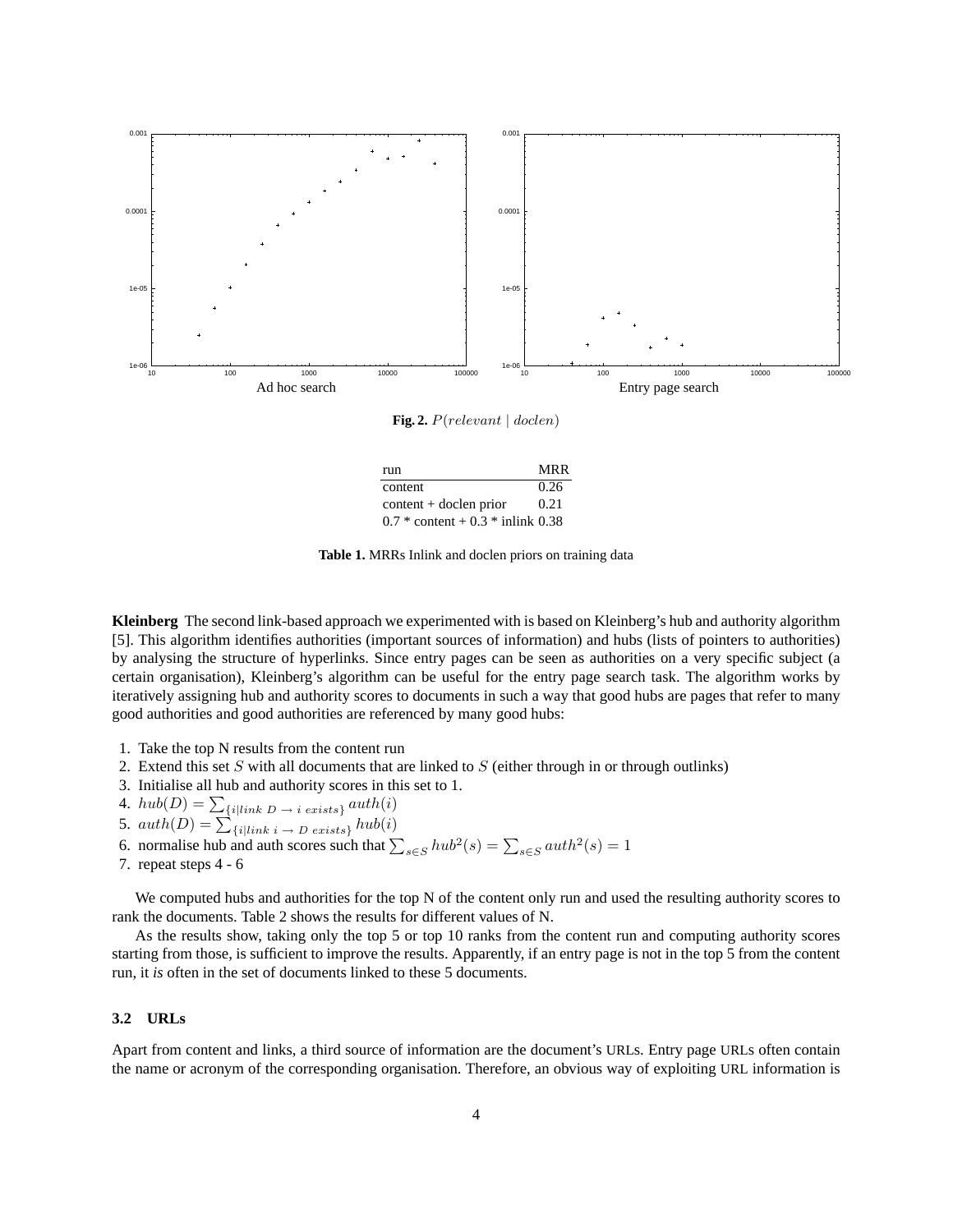Ad hoc search

Entry page search

**Fig. 2.** $P(relevant \mid doclen)$

| run | MRR |
|---|---|
| content | 0.26 |
| content + doclen prior | 0.21 |
| 0.7 * content + 0.3 * inlink | 0.38 |

**Table 1.** MRRs Inlink and doclen priors on training data

**Kleinberg** The second link-based approach we experimented with is based on Kleinberg's hub and authority algorithm [5]. This algorithm identifies authorities (important sources of information) and hubs (lists of pointers to authorities) by analysing the structure of hyperlinks. Since entry pages can be seen as authorities on a very specific subject (a certain organisation), Kleinberg's algorithm can be useful for the entry page search task. The algorithm works by iteratively assigning hub and authority scores to documents in such a way that good hubs are pages that refer to many good authorities and good authorities are referenced by many good hubs:

1. Take the top N results from the content run
2. Extend this set $S$ with all documents that are linked to $S$ (either through in or through outlinks)
3. Initialise all hub and authority scores in this set to 1.
4. $hub(D) = \sum_{\{i \mid link\ D \rightarrow i\ exists\}} auth(i)$
5. $auth(D) = \sum_{\{i \mid link\ i \rightarrow D\ exists\}} hub(i)$
6. normalise hub and auth scores such that $\sum_{s \in S} hub^2(s) = \sum_{s \in S} auth^2(s) = 1$
7. repeat steps 4 - 6

We computed hubs and authorities for the top N of the content only run and used the resulting authority scores to rank the documents. Table 2 shows the results for different values of N.

As the results show, taking only the top 5 or top 10 ranks from the content run and computing authority scores starting from those, is sufficient to improve the results. Apparently, if an entry page is not in the top 5 from the content run, it *is* often in the set of documents linked to these 5 documents.

### 3.2 URLs

Apart from content and links, a third source of information are the document's URLs. Entry page URLs often contain the name or acronym of the corresponding organisation. Therefore, an obvious way of exploiting URL information is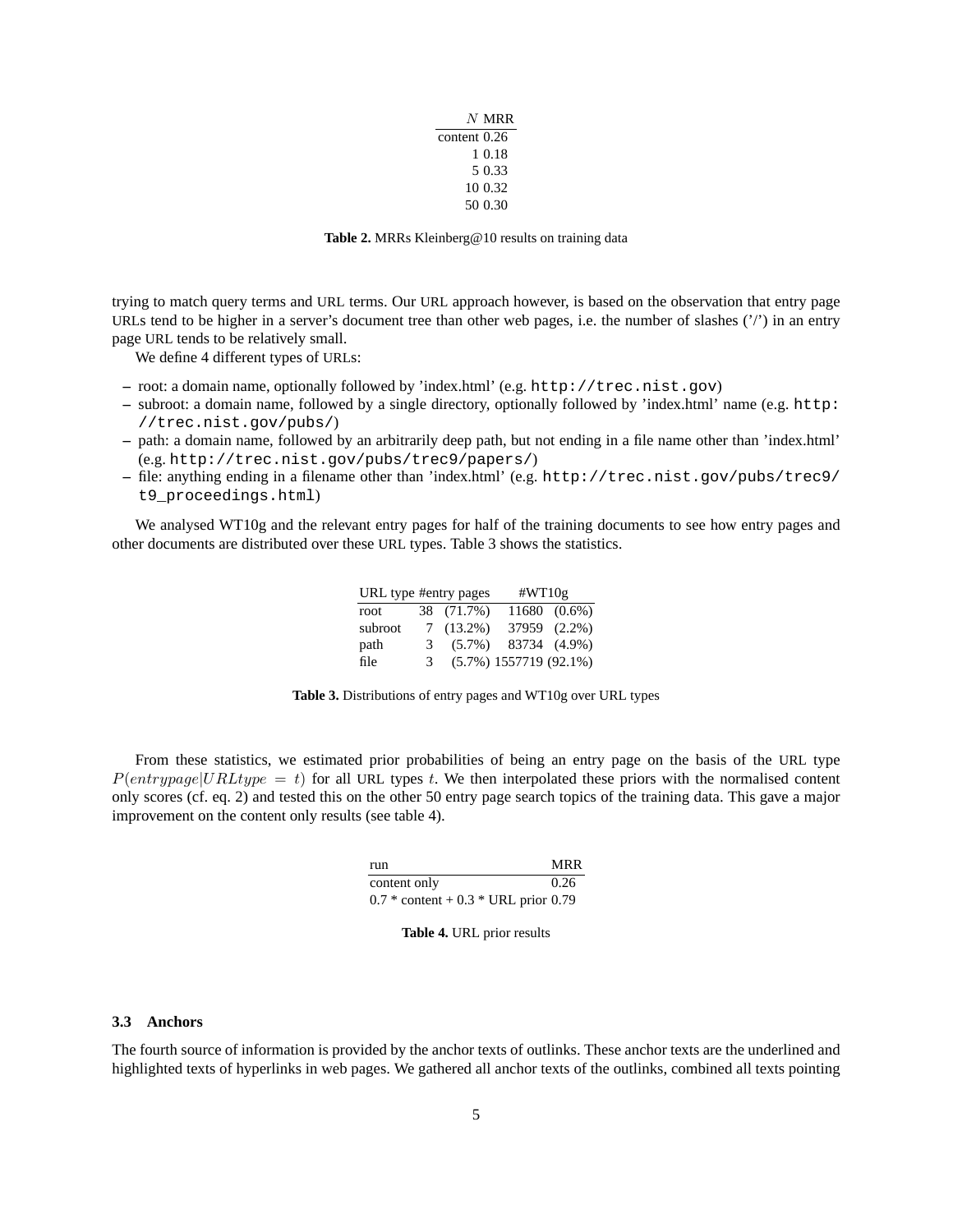| $N$ | MRR |
|---|---|
| content | 0.26 |
| 1 | 0.18 |
| 5 | 0.33 |
| 10 | 0.32 |
| 50 | 0.30 |

**Table 2.** MRRs Kleinberg@10 results on training data

trying to match query terms and URL terms. Our URL approach however, is based on the observation that entry page URLs tend to be higher in a server's document tree than other web pages, i.e. the number of slashes ('/') in an entry page URL tends to be relatively small.

We define 4 different types of URLs:

- root: a domain name, optionally followed by 'index.html' (e.g. `http://trec.nist.gov`)
- subroot: a domain name, followed by a single directory, optionally followed by 'index.html' name (e.g. `http://trec.nist.gov/pubs/`)
- path: a domain name, followed by an arbitrarily deep path, but not ending in a file name other than 'index.html' (e.g. `http://trec.nist.gov/pubs/trec9/papers/`)
- file: anything ending in a filename other than 'index.html' (e.g. `http://trec.nist.gov/pubs/trec9/t9_proceedings.html`)

We analysed WT10g and the relevant entry pages for half of the training documents to see how entry pages and other documents are distributed over these URL types. Table 3 shows the statistics.

| URL type | #entry pages | | #WT10g | |
|---|---|---|---|---|
| root | 38 | (71.7%) | 11680 | (0.6%) |
| subroot | 7 | (13.2%) | 37959 | (2.2%) |
| path | 3 | (5.7%) | 83734 | (4.9%) |
| file | 3 | (5.7%) | 1557719 | (92.1%) |

**Table 3.** Distributions of entry pages and WT10g over URL types

From these statistics, we estimated prior probabilities of being an entry page on the basis of the URL type $P(entrypage|URLtype = t)$ for all URL types $t$. We then interpolated these priors with the normalised content only scores (cf. eq. 2) and tested this on the other 50 entry page search topics of the training data. This gave a major improvement on the content only results (see table 4).

| run | MRR |
|---|---|
| content only | 0.26 |
| 0.7 * content + 0.3 * URL prior | 0.79 |

**Table 4.** URL prior results

### 3.3 Anchors

The fourth source of information is provided by the anchor texts of outlinks. These anchor texts are the underlined and highlighted texts of hyperlinks in web pages. We gathered all anchor texts of the outlinks, combined all texts pointing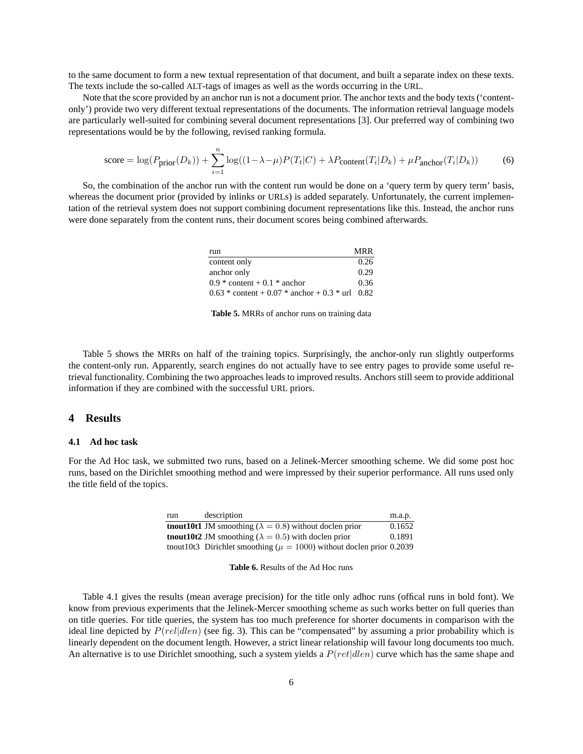to the same document to form a new textual representation of that document, and built a separate index on these texts. The texts include the so-called ALT-tags of images as well as the words occurring in the URL.

Note that the score provided by an anchor run is not a document prior. The anchor texts and the body texts ('content-only') provide two very different textual representations of the documents. The information retrieval language models are particularly well-suited for combining several document representations [3]. Our preferred way of combining two representations would be by the following, revised ranking formula.

$$\text{score} = \log(P_{\text{prior}}(D_k)) + \sum_{i=1}^{n} \log((1-\lambda-\mu)P(T_t|C) + \lambda P_{\text{content}}(T_i|D_k) + \mu P_{\text{anchor}}(T_i|D_k)) \tag{6}$$

So, the combination of the anchor run with the content run would be done on a 'query term by query term' basis, whereas the document prior (provided by inlinks or URLs) is added separately. Unfortunately, the current implementation of the retrieval system does not support combining document representations like this. Instead, the anchor runs were done separately from the content runs, their document scores being combined afterwards.

| run | MRR |
|---|---|
| content only | 0.26 |
| anchor only | 0.29 |
| 0.9 * content + 0.1 * anchor | 0.36 |
| 0.63 * content + 0.07 * anchor + 0.3 * url | 0.82 |

**Table 5.** MRRs of anchor runs on training data

Table 5 shows the MRRs on half of the training topics. Surprisingly, the anchor-only run slightly outperforms the content-only run. Apparently, search engines do not actually have to see entry pages to provide some useful retrieval functionality. Combining the two approaches leads to improved results. Anchors still seem to provide additional information if they are combined with the successful URL priors.

## 4 Results

### 4.1 Ad hoc task

For the Ad Hoc task, we submitted two runs, based on a Jelinek-Mercer smoothing scheme. We did some post hoc runs, based on the Dirichlet smoothing method and were impressed by their superior performance. All runs used only the title field of the topics.

| run | description | m.a.p. |
|---|---|---|
| **tnout10t1** | JM smoothing ($\lambda = 0.8$) without doclen prior | 0.1652 |
| **tnout10t2** | JM smoothing ($\lambda = 0.5$) with doclen prior | 0.1891 |
| tnout10t3 | Dirichlet smoothing ($\mu = 1000$) without doclen prior | 0.2039 |

**Table 6.** Results of the Ad Hoc runs

Table 4.1 gives the results (mean average precision) for the title only adhoc runs (offical runs in bold font). We know from previous experiments that the Jelinek-Mercer smoothing scheme as such works better on full queries than on title queries. For title queries, the system has too much preference for shorter documents in comparison with the ideal line depicted by $P(rel|dlen)$ (see fig. 3). This can be "compensated" by assuming a prior probability which is linearly dependent on the document length. However, a strict linear relationship will favour long documents too much. An alternative is to use Dirichlet smoothing, such a system yields a $P(ret|dlen)$ curve which has the same shape and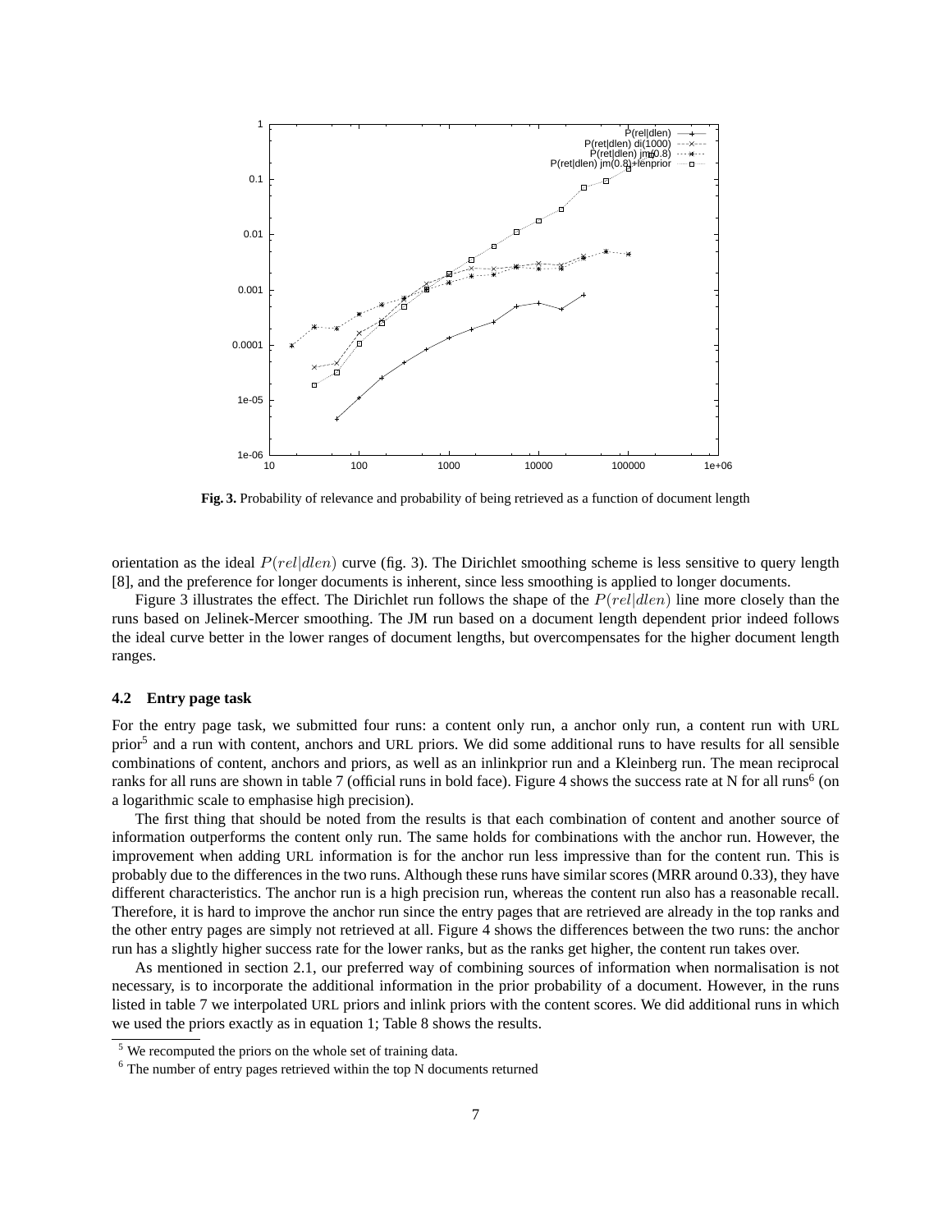**Fig. 3.** Probability of relevance and probability of being retrieved as a function of document length

orientation as the ideal $P(rel|dlen)$ curve (fig. 3). The Dirichlet smoothing scheme is less sensitive to query length [8], and the preference for longer documents is inherent, since less smoothing is applied to longer documents.

Figure 3 illustrates the effect. The Dirichlet run follows the shape of the $P(rel|dlen)$ line more closely than the runs based on Jelinek-Mercer smoothing. The JM run based on a document length dependent prior indeed follows the ideal curve better in the lower ranges of document lengths, but overcompensates for the higher document length ranges.

### 4.2 Entry page task

For the entry page task, we submitted four runs: a content only run, a anchor only run, a content run with URL prior[5] and a run with content, anchors and URL priors. We did some additional runs to have results for all sensible combinations of content, anchors and priors, as well as an inlinkprior run and a Kleinberg run. The mean reciprocal ranks for all runs are shown in table 7 (official runs in bold face). Figure 4 shows the success rate at N for all runs[6] (on a logarithmic scale to emphasise high precision).

The first thing that should be noted from the results is that each combination of content and another source of information outperforms the content only run. The same holds for combinations with the anchor run. However, the improvement when adding URL information is for the anchor run less impressive than for the content run. This is probably due to the differences in the two runs. Although these runs have similar scores (MRR around 0.33), they have different characteristics. The anchor run is a high precision run, whereas the content run also has a reasonable recall. Therefore, it is hard to improve the anchor run since the entry pages that are retrieved are already in the top ranks and the other entry pages are simply not retrieved at all. Figure 4 shows the differences between the two runs: the anchor run has a slightly higher success rate for the lower ranks, but as the ranks get higher, the content run takes over.

As mentioned in section 2.1, our preferred way of combining sources of information when normalisation is not necessary, is to incorporate the additional information in the prior probability of a document. However, in the runs listed in table 7 we interpolated URL priors and inlink priors with the content scores. We did additional runs in which we used the priors exactly as in equation 1; Table 8 shows the results.

[5] We recomputed the priors on the whole set of training data.

[6] The number of entry pages retrieved within the top N documents returned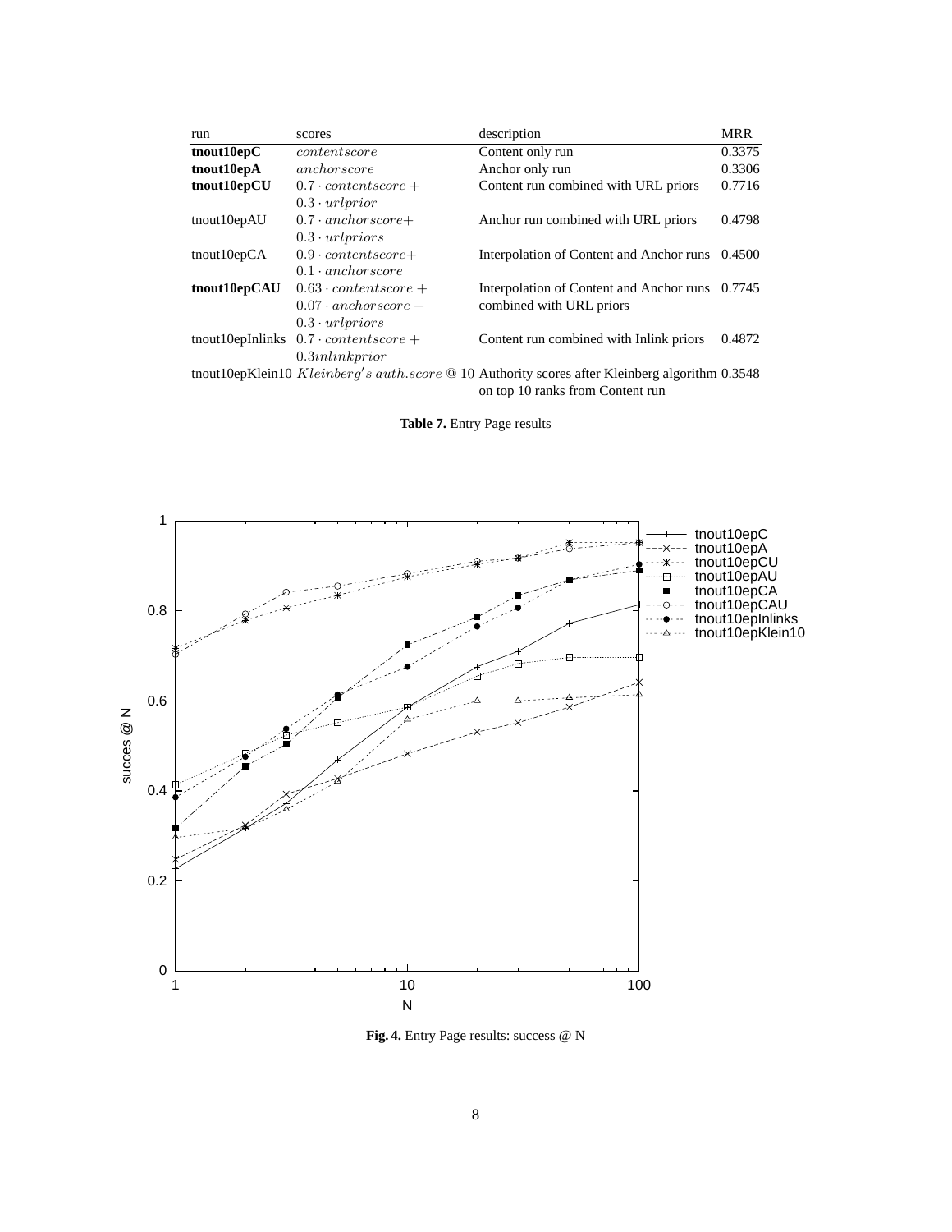| run | scores | description | MRR |
|---|---|---|---|
| **tnout10epC** | $contentscore$ | Content only run | 0.3375 |
| **tnout10epA** | $anchorscore$ | Anchor only run | 0.3306 |
| **tnout10epCU** | $0.7 \cdot contentscore +$ $0.3 \cdot urlprior$ | Content run combined with URL priors | 0.7716 |
| tnout10epAU | $0.7 \cdot anchorscore+$ $0.3 \cdot urlpriors$ | Anchor run combined with URL priors | 0.4798 |
| tnout10epCA | $0.9 \cdot contentscore+$ $0.1 \cdot anchorscore$ | Interpolation of Content and Anchor runs | 0.4500 |
| **tnout10epCAU** | $0.63 \cdot contentscore +$ $0.07 \cdot anchorscore +$ $0.3 \cdot urlpriors$ | Interpolation of Content and Anchor runs combined with URL priors | 0.7745 |
| tnout10epInlinks | $0.7 \cdot contentscore +$ $0.3 inlinkprior$ | Content run combined with Inlink priors | 0.4872 |
| tnout10epKlein10 | $Kleinberg's\ auth.score$ @ 10 | Authority scores after Kleinberg algorithm on top 10 ranks from Content run | 0.3548 |

**Table 7.** Entry Page results

**Fig. 4.** Entry Page results: success @ N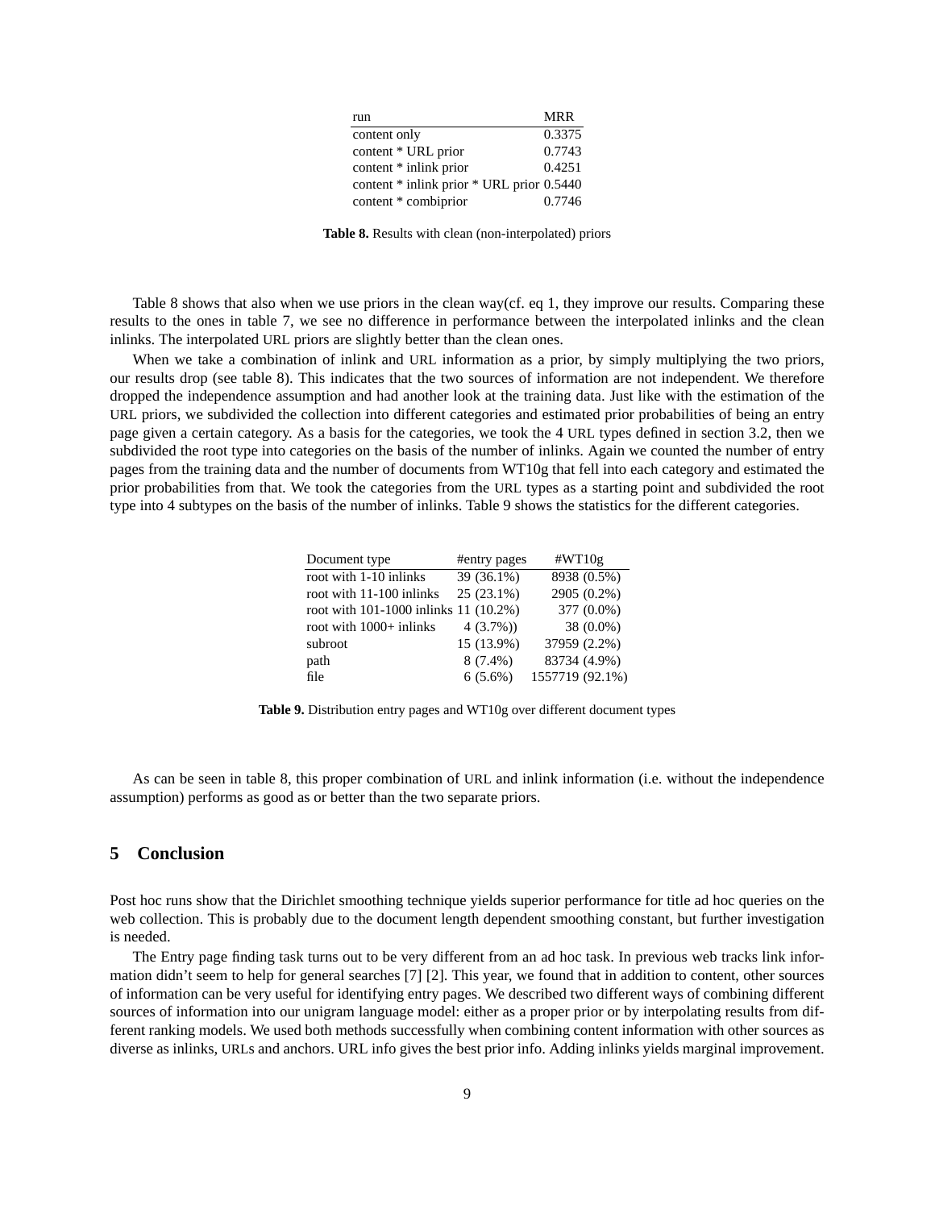| run | MRR |
| --- | --- |
| content only | 0.3375 |
| content * URL prior | 0.7743 |
| content * inlink prior | 0.4251 |
| content * inlink prior * URL prior | 0.5440 |
| content * combiprior | 0.7746 |

**Table 8.** Results with clean (non-interpolated) priors

Table 8 shows that also when we use priors in the clean way(cf. eq 1, they improve our results. Comparing these results to the ones in table 7, we see no difference in performance between the interpolated inlinks and the clean inlinks. The interpolated URL priors are slightly better than the clean ones.

When we take a combination of inlink and URL information as a prior, by simply multiplying the two priors, our results drop (see table 8). This indicates that the two sources of information are not independent. We therefore dropped the independence assumption and had another look at the training data. Just like with the estimation of the URL priors, we subdivided the collection into different categories and estimated prior probabilities of being an entry page given a certain category. As a basis for the categories, we took the 4 URL types defined in section 3.2, then we subdivided the root type into categories on the basis of the number of inlinks. Again we counted the number of entry pages from the training data and the number of documents from WT10g that fell into each category and estimated the prior probabilities from that. We took the categories from the URL types as a starting point and subdivided the root type into 4 subtypes on the basis of the number of inlinks. Table 9 shows the statistics for the different categories.

| Document type | #entry pages | #WT10g |
| --- | --- | --- |
| root with 1-10 inlinks | 39 (36.1%) | 8938 (0.5%) |
| root with 11-100 inlinks | 25 (23.1%) | 2905 (0.2%) |
| root with 101-1000 inlinks | 11 (10.2%) | 377 (0.0%) |
| root with 1000+ inlinks | 4 (3.7%)) | 38 (0.0%) |
| subroot | 15 (13.9%) | 37959 (2.2%) |
| path | 8 (7.4%) | 83734 (4.9%) |
| file | 6 (5.6%) | 1557719 (92.1%) |

**Table 9.** Distribution entry pages and WT10g over different document types

As can be seen in table 8, this proper combination of URL and inlink information (i.e. without the independence assumption) performs as good as or better than the two separate priors.

## 5 Conclusion

Post hoc runs show that the Dirichlet smoothing technique yields superior performance for title ad hoc queries on the web collection. This is probably due to the document length dependent smoothing constant, but further investigation is needed.

The Entry page finding task turns out to be very different from an ad hoc task. In previous web tracks link information didn't seem to help for general searches [7] [2]. This year, we found that in addition to content, other sources of information can be very useful for identifying entry pages. We described two different ways of combining different sources of information into our unigram language model: either as a proper prior or by interpolating results from different ranking models. We used both methods successfully when combining content information with other sources as diverse as inlinks, URLs and anchors. URL info gives the best prior info. Adding inlinks yields marginal improvement.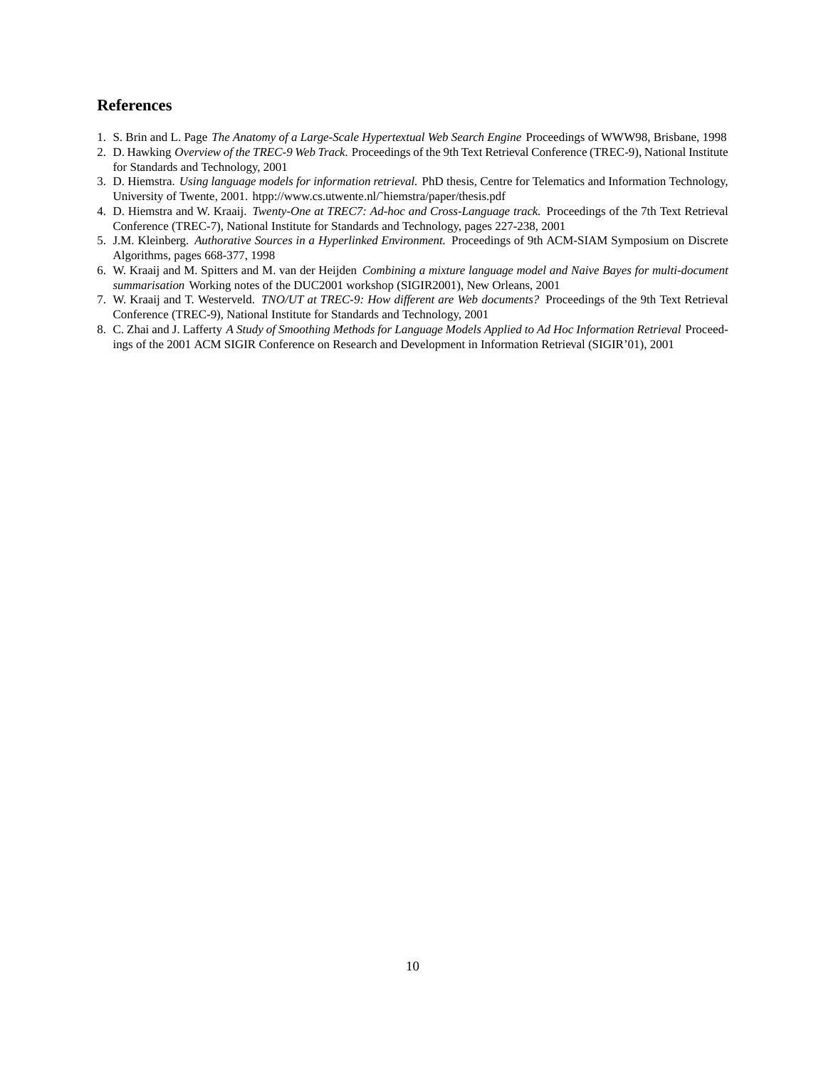## References

1. S. Brin and L. Page *The Anatomy of a Large-Scale Hypertextual Web Search Engine* Proceedings of WWW98, Brisbane, 1998
2. D. Hawking *Overview of the TREC-9 Web Track.* Proceedings of the 9th Text Retrieval Conference (TREC-9), National Institute for Standards and Technology, 2001
3. D. Hiemstra. *Using language models for information retrieval.* PhD thesis, Centre for Telematics and Information Technology, University of Twente, 2001. htpp://www.cs.utwente.nl/˜hiemstra/paper/thesis.pdf
4. D. Hiemstra and W. Kraaij. *Twenty-One at TREC7: Ad-hoc and Cross-Language track.* Proceedings of the 7th Text Retrieval Conference (TREC-7), National Institute for Standards and Technology, pages 227-238, 2001
5. J.M. Kleinberg. *Authorative Sources in a Hyperlinked Environment.* Proceedings of 9th ACM-SIAM Symposium on Discrete Algorithms, pages 668-377, 1998
6. W. Kraaij and M. Spitters and M. van der Heijden *Combining a mixture language model and Naive Bayes for multi-document summarisation* Working notes of the DUC2001 workshop (SIGIR2001), New Orleans, 2001
7. W. Kraaij and T. Westerveld. *TNO/UT at TREC-9: How different are Web documents?* Proceedings of the 9th Text Retrieval Conference (TREC-9), National Institute for Standards and Technology, 2001
8. C. Zhai and J. Lafferty *A Study of Smoothing Methods for Language Models Applied to Ad Hoc Information Retrieval* Proceedings of the 2001 ACM SIGIR Conference on Research and Development in Information Retrieval (SIGIR'01), 2001